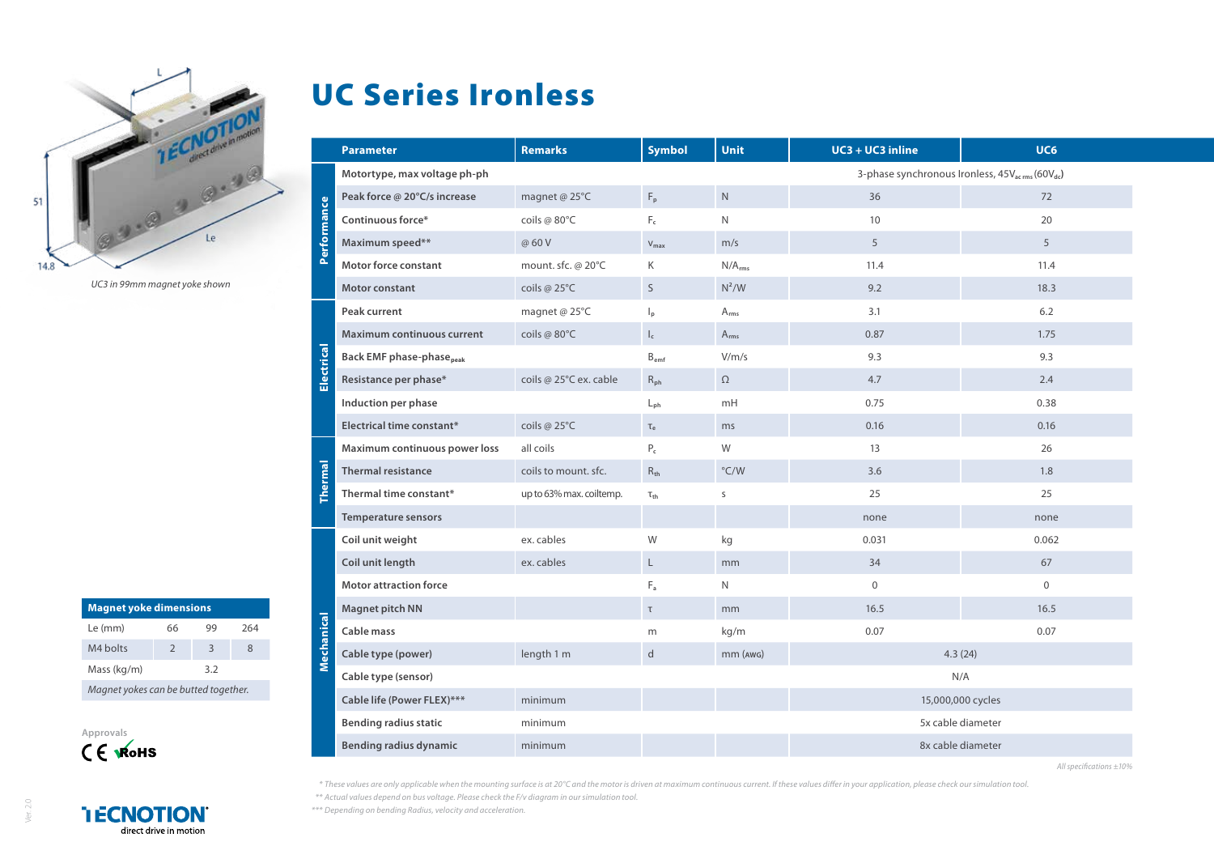UC3 in 99mm magnet yoke shown

| Magnet yoke dimensions | | | |
|---|---|---|---|
| Le (mm) | 66 | 99 | 264 |
| M4 bolts | 2 | 3 | 8 |
| Mass (kg/m) | | 3.2 | |
| *Magnet yokes can be butted together.* | | | |

Approvals

CE RoHS

# UC Series Ironless

| | Parameter | Remarks | Symbol | Unit | UC3 + UC3 inline | UC6 |
|---|---|---|---|---|---|---|
| Performance | Motortype, max voltage ph-ph | | | | 3-phase synchronous Ironless, $45V_{ac\,rms}$ $(60V_{dc})$ | |
| | Peak force @ 20°C/s increase | magnet @ 25°C | $F_p$ | N | 36 | 72 |
| | Continuous force* | coils @ 80°C | $F_c$ | N | 10 | 20 |
| | Maximum speed** | @ 60 V | $v_{max}$ | m/s | 5 | 5 |
| | Motor force constant | mount. sfc. @ 20°C | K | $N/A_{rms}$ | 11.4 | 11.4 |
| | Motor constant | coils @ 25°C | S | $N^2/W$ | 9.2 | 18.3 |
| Electrical | Peak current | magnet @ 25°C | $I_p$ | $A_{rms}$ | 3.1 | 6.2 |
| | Maximum continuous current | coils @ 80°C | $I_c$ | $A_{rms}$ | 0.87 | 1.75 |
| | Back EMF phase-phase$_{peak}$ | | $B_{emf}$ | V/m/s | 9.3 | 9.3 |
| | Resistance per phase* | coils @ 25°C ex. cable | $R_{ph}$ | Ω | 4.7 | 2.4 |
| | Induction per phase | | $L_{ph}$ | mH | 0.75 | 0.38 |
| | Electrical time constant* | coils @ 25°C | $\tau_e$ | ms | 0.16 | 0.16 |
| Thermal | Maximum continuous power loss | all coils | $P_c$ | W | 13 | 26 |
| | Thermal resistance | coils to mount. sfc. | $R_{th}$ | °C/W | 3.6 | 1.8 |
| | Thermal time constant* | up to 63% max. coiltemp. | $\tau_{th}$ | s | 25 | 25 |
| | Temperature sensors | | | | none | none |
| Mechanical | Coil unit weight | ex. cables | W | kg | 0.031 | 0.062 |
| | Coil unit length | ex. cables | L | mm | 34 | 67 |
| | Motor attraction force | | $F_a$ | N | 0 | 0 |
| | Magnet pitch NN | | τ | mm | 16.5 | 16.5 |
| | Cable mass | | m | kg/m | 0.07 | 0.07 |
| | Cable type (power) | length 1 m | d | mm (AWG) | 4.3 (24) | |
| | Cable type (sensor) | | | | N/A | |
| | Cable life (Power FLEX)*** | minimum | | | 15,000,000 cycles | |
| | Bending radius static | minimum | | | 5x cable diameter | |
| | Bending radius dynamic | minimum | | | 8x cable diameter | |

*All specifications ±10%*

*\* These values are only applicable when the mounting surface is at 20°C and the motor is driven at maximum continuous current. If these values differ in your application, please check our simulation tool.*

*\*\* Actual values depend on bus voltage. Please check the F/v diagram in our simulation tool.*

*\*\*\* Depending on bending Radius, velocity and acceleration.*

Ver. 2.0

TECNOTION direct drive in motion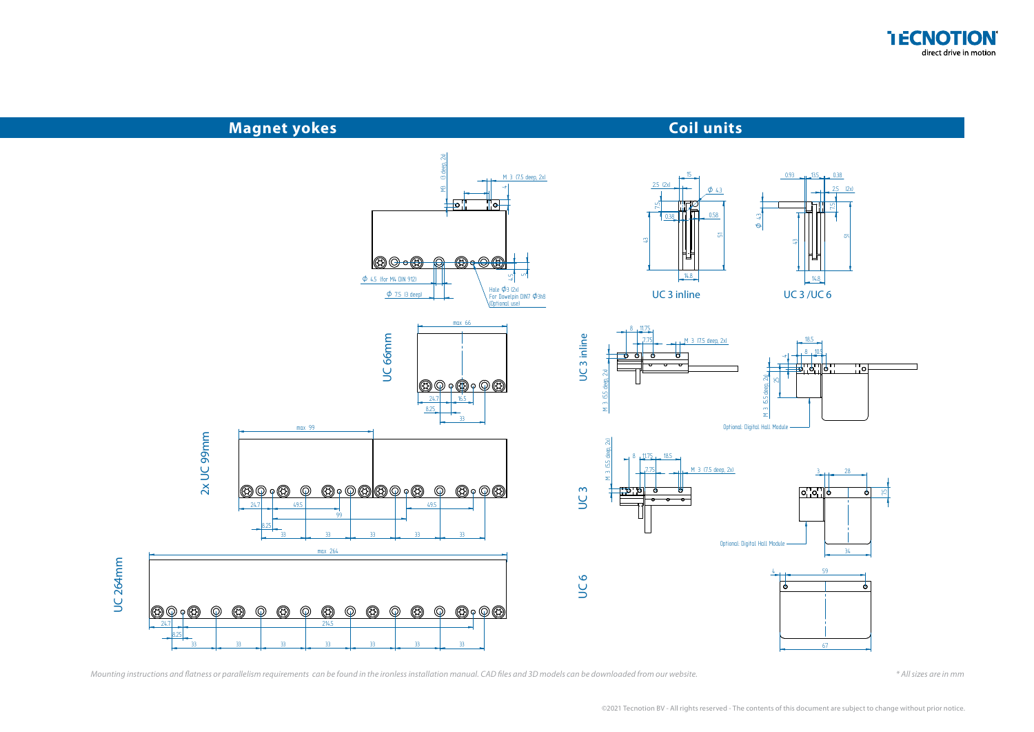## Magnet yokes

M3 (3 deep, 2x)

M 3 (7.5 deep, 2x)

4

4.5

5

ϕ 4.5 (for M4 DIN 912)

ϕ 7.5 (3 deep)

Hole ϕ3 (2x)
For Dowelpin DIN7 ϕ3h8
(Optional use)

UC 66mm

max 66

24.7

16.5

8.25

33

2x UC 99mm

max 99

24.7

49.5

49.5

99

8.25

33 33 33 33 33

UC 264mm

max 264

24.7

214.5

8.25

33 33 33 33 33 33 33

## Coil units

15

2.5 (2x)

ϕ 4.3

7.5

0.38

0.58

43

51

14.8

UC 3 inline

0.93

13.5

0.38

2.5 (2x)

ϕ 4.3

7.5

43

51

14.8

UC 3 /UC 6

UC 3 inline

8

11.75

7.75

M 3 (7.5 deep, 2x)

M 3 (5.5 deep, 2x)

18.5

8

10.5

4

25

M 3 6.5 deep, 2x)

Optional: Digital Hall Module

UC 3

M 3 (5.5 deep, 2x)

8

11.75

18.5

7.75

M 3 (7.5 deep, 2x)

3

28

7.5

Optional: Digital Hall Module

34

UC 6

4

59

67

*Mounting instructions and flatness or parallelism requirements can be found in the ironless installation manual. CAD files and 3D models can be downloaded from our website.*

*\* All sizes are in mm*